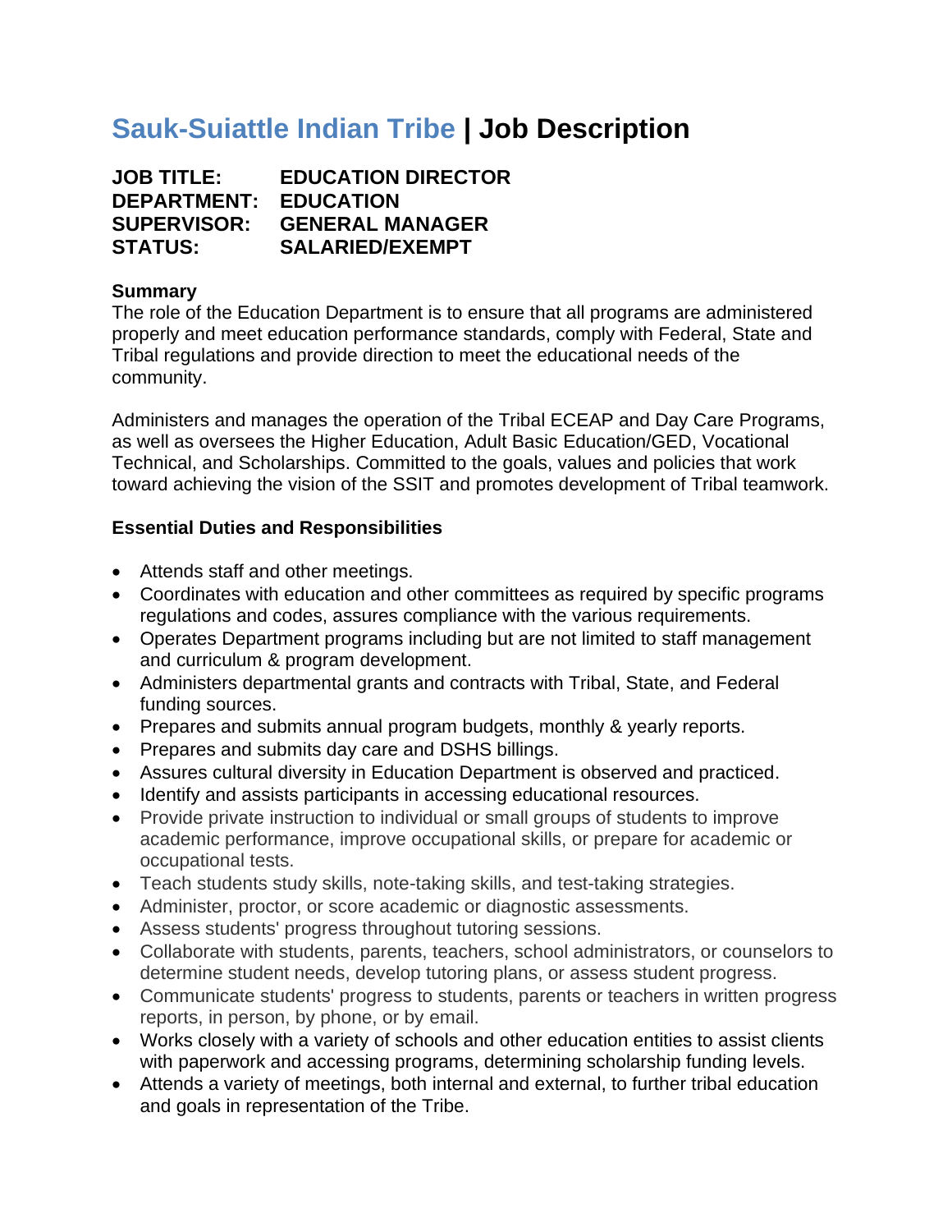# Sauk-Suiattle Indian Tribe | Job Description

**JOB TITLE: EDUCATION DIRECTOR**
**DEPARTMENT: EDUCATION**
**SUPERVISOR: GENERAL MANAGER**
**STATUS: SALARIED/EXEMPT**

**Summary**

The role of the Education Department is to ensure that all programs are administered properly and meet education performance standards, comply with Federal, State and Tribal regulations and provide direction to meet the educational needs of the community.

Administers and manages the operation of the Tribal ECEAP and Day Care Programs, as well as oversees the Higher Education, Adult Basic Education/GED, Vocational Technical, and Scholarships. Committed to the goals, values and policies that work toward achieving the vision of the SSIT and promotes development of Tribal teamwork.

**Essential Duties and Responsibilities**

- Attends staff and other meetings.
- Coordinates with education and other committees as required by specific programs regulations and codes, assures compliance with the various requirements.
- Operates Department programs including but are not limited to staff management and curriculum & program development.
- Administers departmental grants and contracts with Tribal, State, and Federal funding sources.
- Prepares and submits annual program budgets, monthly & yearly reports.
- Prepares and submits day care and DSHS billings.
- Assures cultural diversity in Education Department is observed and practiced.
- Identify and assists participants in accessing educational resources.
- Provide private instruction to individual or small groups of students to improve academic performance, improve occupational skills, or prepare for academic or occupational tests.
- Teach students study skills, note-taking skills, and test-taking strategies.
- Administer, proctor, or score academic or diagnostic assessments.
- Assess students' progress throughout tutoring sessions.
- Collaborate with students, parents, teachers, school administrators, or counselors to determine student needs, develop tutoring plans, or assess student progress.
- Communicate students' progress to students, parents or teachers in written progress reports, in person, by phone, or by email.
- Works closely with a variety of schools and other education entities to assist clients with paperwork and accessing programs, determining scholarship funding levels.
- Attends a variety of meetings, both internal and external, to further tribal education and goals in representation of the Tribe.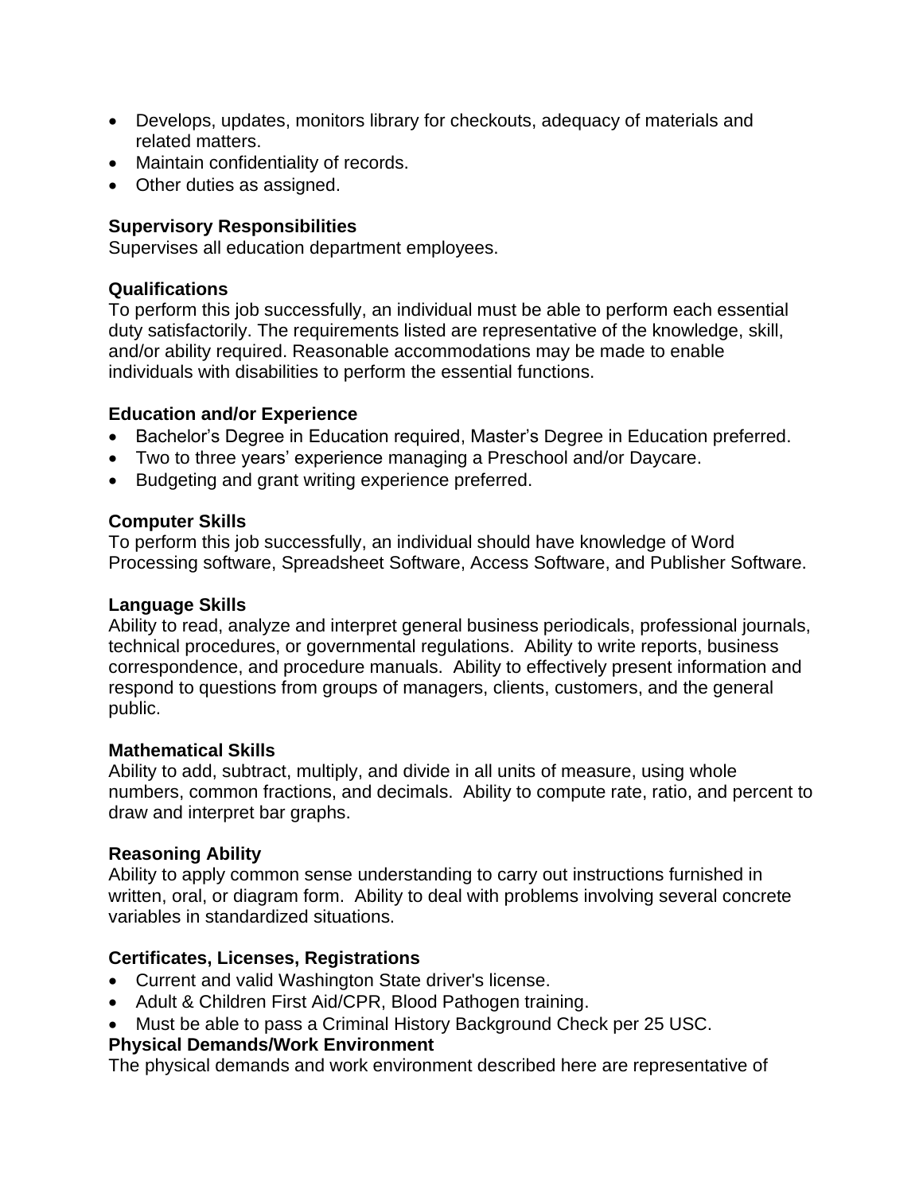- Develops, updates, monitors library for checkouts, adequacy of materials and related matters.
- Maintain confidentiality of records.
- Other duties as assigned.

**Supervisory Responsibilities**
Supervises all education department employees.

**Qualifications**
To perform this job successfully, an individual must be able to perform each essential duty satisfactorily. The requirements listed are representative of the knowledge, skill, and/or ability required. Reasonable accommodations may be made to enable individuals with disabilities to perform the essential functions.

**Education and/or Experience**
- Bachelor's Degree in Education required, Master's Degree in Education preferred.
- Two to three years' experience managing a Preschool and/or Daycare.
- Budgeting and grant writing experience preferred.

**Computer Skills**
To perform this job successfully, an individual should have knowledge of Word Processing software, Spreadsheet Software, Access Software, and Publisher Software.

**Language Skills**
Ability to read, analyze and interpret general business periodicals, professional journals, technical procedures, or governmental regulations. Ability to write reports, business correspondence, and procedure manuals. Ability to effectively present information and respond to questions from groups of managers, clients, customers, and the general public.

**Mathematical Skills**
Ability to add, subtract, multiply, and divide in all units of measure, using whole numbers, common fractions, and decimals. Ability to compute rate, ratio, and percent to draw and interpret bar graphs.

**Reasoning Ability**
Ability to apply common sense understanding to carry out instructions furnished in written, oral, or diagram form. Ability to deal with problems involving several concrete variables in standardized situations.

**Certificates, Licenses, Registrations**
- Current and valid Washington State driver's license.
- Adult & Children First Aid/CPR, Blood Pathogen training.
- Must be able to pass a Criminal History Background Check per 25 USC.

**Physical Demands/Work Environment**
The physical demands and work environment described here are representative of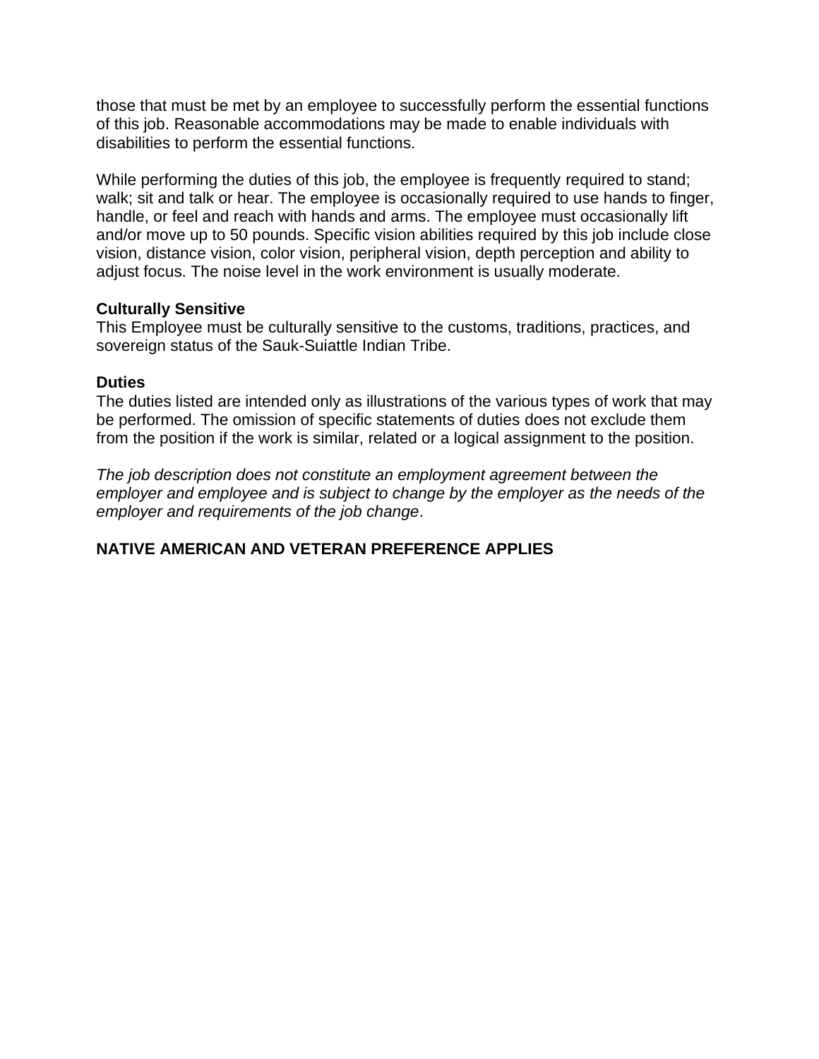those that must be met by an employee to successfully perform the essential functions of this job. Reasonable accommodations may be made to enable individuals with disabilities to perform the essential functions.

While performing the duties of this job, the employee is frequently required to stand; walk; sit and talk or hear. The employee is occasionally required to use hands to finger, handle, or feel and reach with hands and arms. The employee must occasionally lift and/or move up to 50 pounds. Specific vision abilities required by this job include close vision, distance vision, color vision, peripheral vision, depth perception and ability to adjust focus. The noise level in the work environment is usually moderate.

**Culturally Sensitive**
This Employee must be culturally sensitive to the customs, traditions, practices, and sovereign status of the Sauk-Suiattle Indian Tribe.

**Duties**
The duties listed are intended only as illustrations of the various types of work that may be performed. The omission of specific statements of duties does not exclude them from the position if the work is similar, related or a logical assignment to the position.

*The job description does not constitute an employment agreement between the employer and employee and is subject to change by the employer as the needs of the employer and requirements of the job change*.

**NATIVE AMERICAN AND VETERAN PREFERENCE APPLIES**